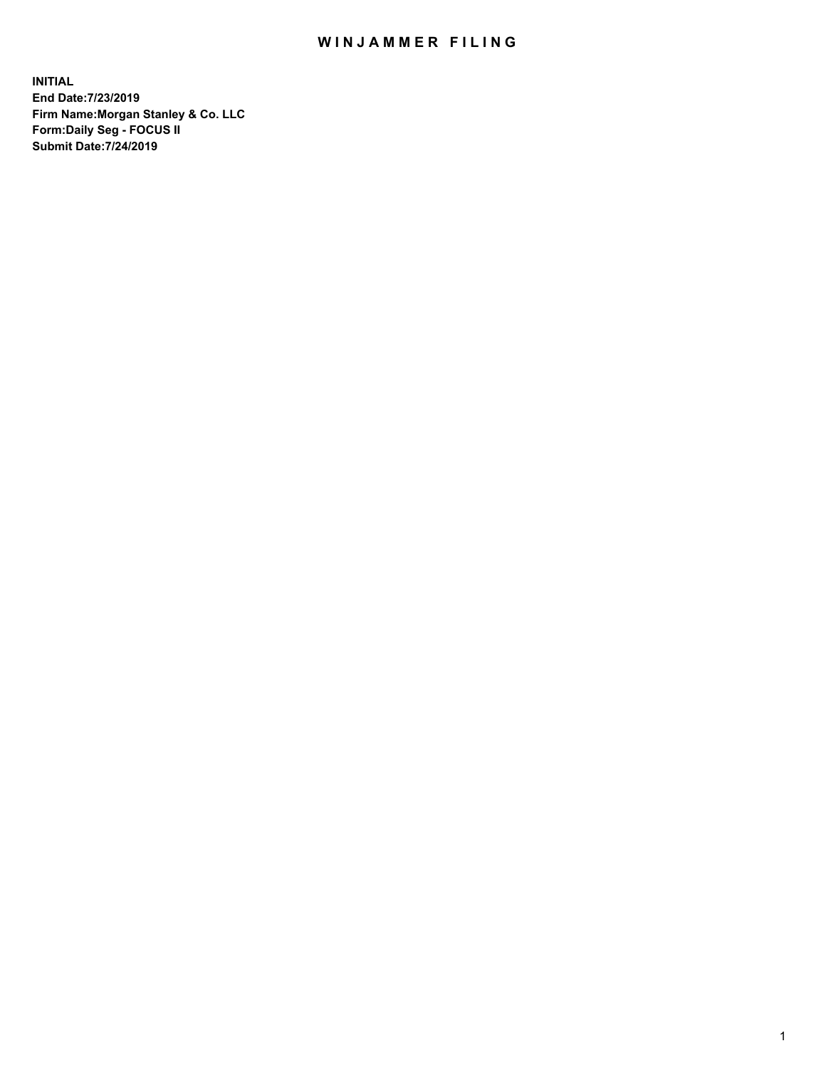# WINJAMMER FILING

**INITIAL**
**End Date:7/23/2019**
**Firm Name:Morgan Stanley & Co. LLC**
**Form:Daily Seg - FOCUS II**
**Submit Date:7/24/2019**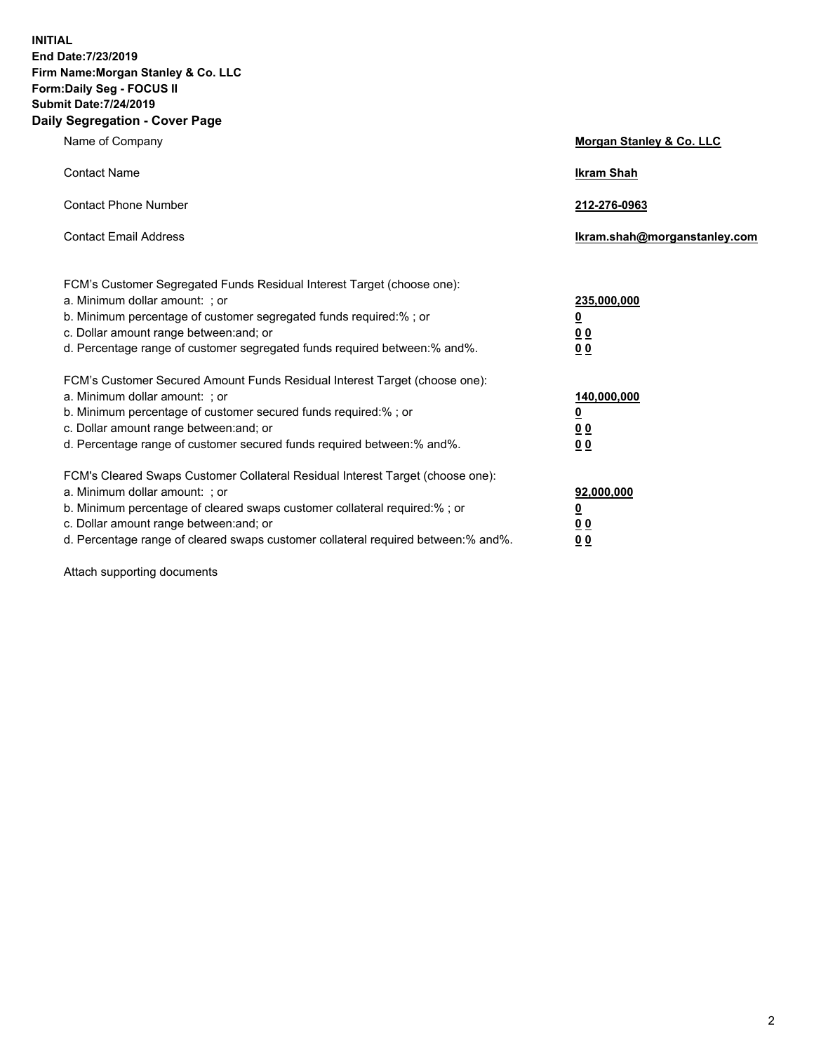**INITIAL**
**End Date:7/23/2019**
**Firm Name:Morgan Stanley & Co. LLC**
**Form:Daily Seg - FOCUS II**
**Submit Date:7/24/2019**

## Daily Segregation - Cover Page

| | |
|---|---|
| Name of Company | **Morgan Stanley & Co. LLC** |
| Contact Name | **Ikram Shah** |
| Contact Phone Number | **212-276-0963** |
| Contact Email Address | **Ikram.shah@morganstanley.com** |

| | |
|---|---|
| FCM's Customer Segregated Funds Residual Interest Target (choose one): | |
| a. Minimum dollar amount: ; or | **235,000,000** |
| b. Minimum percentage of customer segregated funds required:% ; or | **0** |
| c. Dollar amount range between:and; or | **0 0** |
| d. Percentage range of customer segregated funds required between:% and%. | **0 0** |
| FCM's Customer Secured Amount Funds Residual Interest Target (choose one): | |
| a. Minimum dollar amount: ; or | **140,000,000** |
| b. Minimum percentage of customer secured funds required:% ; or | **0** |
| c. Dollar amount range between:and; or | **0 0** |
| d. Percentage range of customer secured funds required between:% and%. | **0 0** |
| FCM's Cleared Swaps Customer Collateral Residual Interest Target (choose one): | |
| a. Minimum dollar amount: ; or | **92,000,000** |
| b. Minimum percentage of cleared swaps customer collateral required:% ; or | **0** |
| c. Dollar amount range between:and; or | **0 0** |
| d. Percentage range of cleared swaps customer collateral required between:% and%. | **0 0** |

Attach supporting documents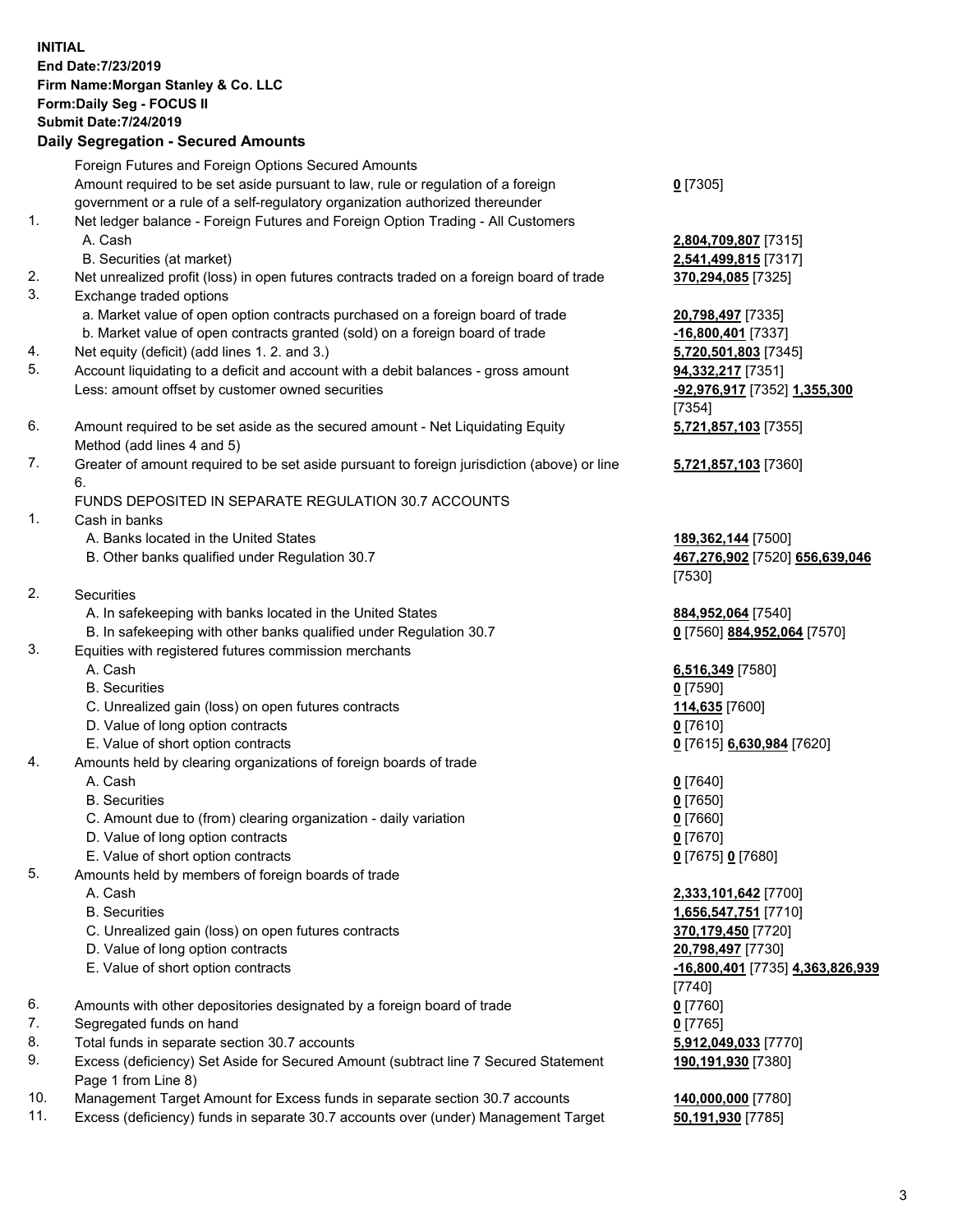**INITIAL**
**End Date:7/23/2019**
**Firm Name:Morgan Stanley & Co. LLC**
**Form:Daily Seg - FOCUS II**
**Submit Date:7/24/2019**

## Daily Segregation - Secured Amounts

| | | |
|---|---|---|
| | Foreign Futures and Foreign Options Secured Amounts | |
| | Amount required to be set aside pursuant to law, rule or regulation of a foreign government or a rule of a self-regulatory organization authorized thereunder | **0** [7305] |
| 1. | Net ledger balance - Foreign Futures and Foreign Option Trading - All Customers | |
| | A. Cash | **2,804,709,807** [7315] |
| | B. Securities (at market) | **2,541,499,815** [7317] |
| 2. | Net unrealized profit (loss) in open futures contracts traded on a foreign board of trade | **370,294,085** [7325] |
| 3. | Exchange traded options | |
| | a. Market value of open option contracts purchased on a foreign board of trade | **20,798,497** [7335] |
| | b. Market value of open contracts granted (sold) on a foreign board of trade | **-16,800,401** [7337] |
| 4. | Net equity (deficit) (add lines 1. 2. and 3.) | **5,720,501,803** [7345] |
| 5. | Account liquidating to a deficit and account with a debit balances - gross amount | **94,332,217** [7351] |
| | Less: amount offset by customer owned securities | **-92,976,917** [7352] **1,355,300** [7354] |
| 6. | Amount required to be set aside as the secured amount - Net Liquidating Equity Method (add lines 4 and 5) | **5,721,857,103** [7355] |
| 7. | Greater of amount required to be set aside pursuant to foreign jurisdiction (above) or line 6. | **5,721,857,103** [7360] |
| | FUNDS DEPOSITED IN SEPARATE REGULATION 30.7 ACCOUNTS | |
| 1. | Cash in banks | |
| | A. Banks located in the United States | **189,362,144** [7500] |
| | B. Other banks qualified under Regulation 30.7 | **467,276,902** [7520] **656,639,046** [7530] |
| 2. | Securities | |
| | A. In safekeeping with banks located in the United States | **884,952,064** [7540] |
| | B. In safekeeping with other banks qualified under Regulation 30.7 | **0** [7560] **884,952,064** [7570] |
| 3. | Equities with registered futures commission merchants | |
| | A. Cash | **6,516,349** [7580] |
| | B. Securities | **0** [7590] |
| | C. Unrealized gain (loss) on open futures contracts | **114,635** [7600] |
| | D. Value of long option contracts | **0** [7610] |
| | E. Value of short option contracts | **0** [7615] **6,630,984** [7620] |
| 4. | Amounts held by clearing organizations of foreign boards of trade | |
| | A. Cash | **0** [7640] |
| | B. Securities | **0** [7650] |
| | C. Amount due to (from) clearing organization - daily variation | **0** [7660] |
| | D. Value of long option contracts | **0** [7670] |
| | E. Value of short option contracts | **0** [7675] **0** [7680] |
| 5. | Amounts held by members of foreign boards of trade | |
| | A. Cash | **2,333,101,642** [7700] |
| | B. Securities | **1,656,547,751** [7710] |
| | C. Unrealized gain (loss) on open futures contracts | **370,179,450** [7720] |
| | D. Value of long option contracts | **20,798,497** [7730] |
| | E. Value of short option contracts | **-16,800,401** [7735] **4,363,826,939** [7740] |
| 6. | Amounts with other depositories designated by a foreign board of trade | **0** [7760] |
| 7. | Segregated funds on hand | **0** [7765] |
| 8. | Total funds in separate section 30.7 accounts | **5,912,049,033** [7770] |
| 9. | Excess (deficiency) Set Aside for Secured Amount (subtract line 7 Secured Statement Page 1 from Line 8) | **190,191,930** [7380] |
| 10. | Management Target Amount for Excess funds in separate section 30.7 accounts | **140,000,000** [7780] |
| 11. | Excess (deficiency) funds in separate 30.7 accounts over (under) Management Target | **50,191,930** [7785] |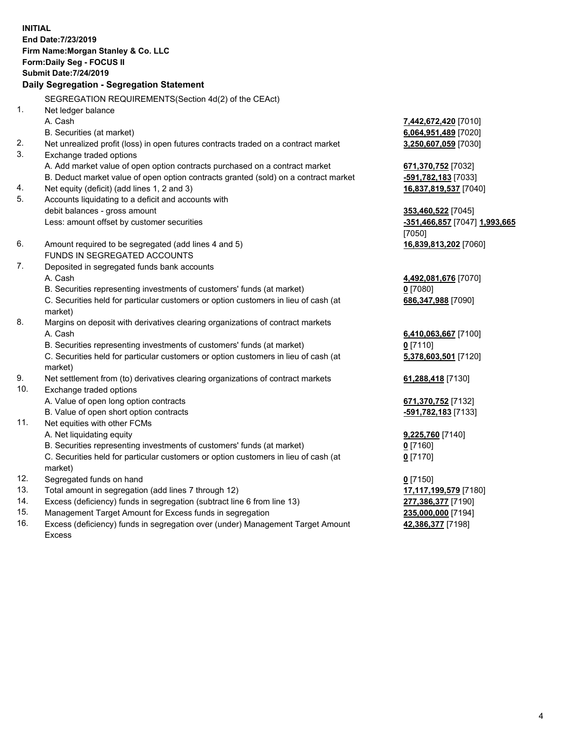**INITIAL**
**End Date:7/23/2019**
**Firm Name:Morgan Stanley & Co. LLC**
**Form:Daily Seg - FOCUS II**
**Submit Date:7/24/2019**

## Daily Segregation - Segregation Statement

SEGREGATION REQUIREMENTS(Section 4d(2) of the CEAct)

| | | |
|---|---|---|
| 1. | Net ledger balance | |
| | A. Cash | **7,442,672,420** [7010] |
| | B. Securities (at market) | **6,064,951,489** [7020] |
| 2. | Net unrealized profit (loss) in open futures contracts traded on a contract market | **3,250,607,059** [7030] |
| 3. | Exchange traded options | |
| | A. Add market value of open option contracts purchased on a contract market | **671,370,752** [7032] |
| | B. Deduct market value of open option contracts granted (sold) on a contract market | **-591,782,183** [7033] |
| 4. | Net equity (deficit) (add lines 1, 2 and 3) | **16,837,819,537** [7040] |
| 5. | Accounts liquidating to a deficit and accounts with debit balances - gross amount | **353,460,522** [7045] |
| | Less: amount offset by customer securities | **-351,466,857** [7047] **1,993,665** [7050] |
| 6. | Amount required to be segregated (add lines 4 and 5) | **16,839,813,202** [7060] |
| | FUNDS IN SEGREGATED ACCOUNTS | |
| 7. | Deposited in segregated funds bank accounts | |
| | A. Cash | **4,492,081,676** [7070] |
| | B. Securities representing investments of customers' funds (at market) | **0** [7080] |
| | C. Securities held for particular customers or option customers in lieu of cash (at market) | **686,347,988** [7090] |
| 8. | Margins on deposit with derivatives clearing organizations of contract markets | |
| | A. Cash | **6,410,063,667** [7100] |
| | B. Securities representing investments of customers' funds (at market) | **0** [7110] |
| | C. Securities held for particular customers or option customers in lieu of cash (at market) | **5,378,603,501** [7120] |
| 9. | Net settlement from (to) derivatives clearing organizations of contract markets | **61,288,418** [7130] |
| 10. | Exchange traded options | |
| | A. Value of open long option contracts | **671,370,752** [7132] |
| | B. Value of open short option contracts | **-591,782,183** [7133] |
| 11. | Net equities with other FCMs | |
| | A. Net liquidating equity | **9,225,760** [7140] |
| | B. Securities representing investments of customers' funds (at market) | **0** [7160] |
| | C. Securities held for particular customers or option customers in lieu of cash (at market) | **0** [7170] |
| 12. | Segregated funds on hand | **0** [7150] |
| 13. | Total amount in segregation (add lines 7 through 12) | **17,117,199,579** [7180] |
| 14. | Excess (deficiency) funds in segregation (subtract line 6 from line 13) | **277,386,377** [7190] |
| 15. | Management Target Amount for Excess funds in segregation | **235,000,000** [7194] |
| 16. | Excess (deficiency) funds in segregation over (under) Management Target Amount Excess | **42,386,377** [7198] |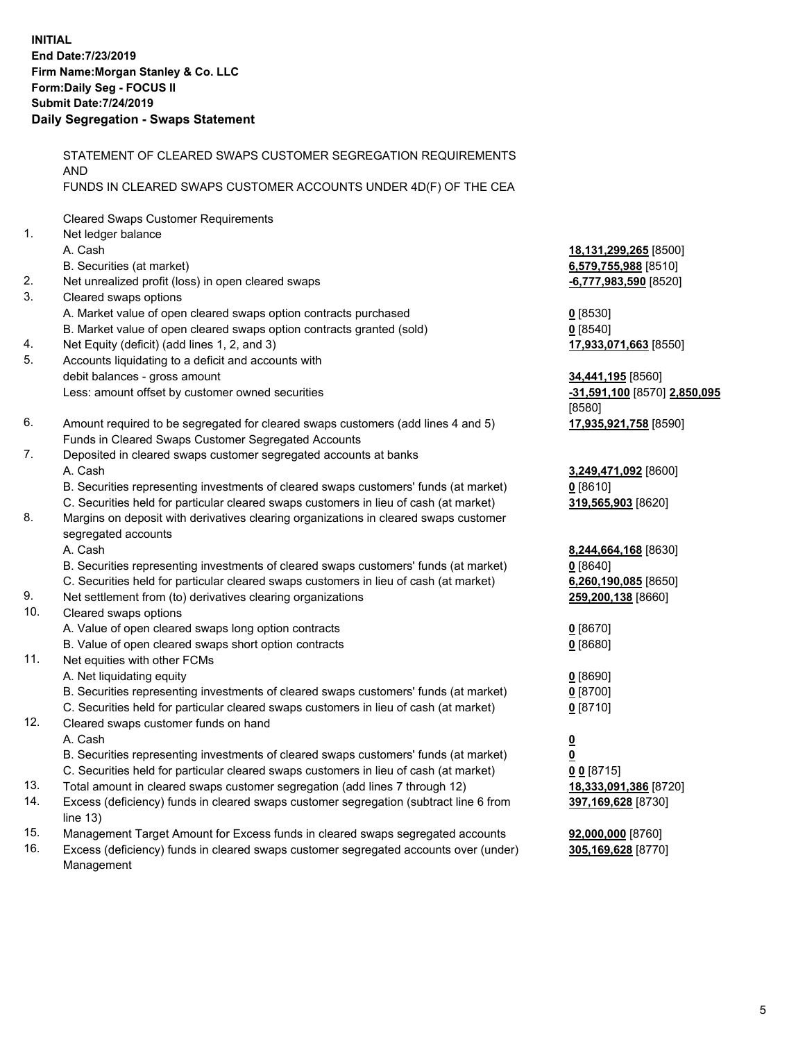**INITIAL**
**End Date:7/23/2019**
**Firm Name:Morgan Stanley & Co. LLC**
**Form:Daily Seg - FOCUS II**
**Submit Date:7/24/2019**
**Daily Segregation - Swaps Statement**

STATEMENT OF CLEARED SWAPS CUSTOMER SEGREGATION REQUIREMENTS AND FUNDS IN CLEARED SWAPS CUSTOMER ACCOUNTS UNDER 4D(F) OF THE CEA

| | | |
|---|---|---|
| | Cleared Swaps Customer Requirements | |
| 1. | Net ledger balance | |
| | A. Cash | **18,131,299,265** [8500] |
| | B. Securities (at market) | **6,579,755,988** [8510] |
| 2. | Net unrealized profit (loss) in open cleared swaps | **-6,777,983,590** [8520] |
| 3. | Cleared swaps options | |
| | A. Market value of open cleared swaps option contracts purchased | **0** [8530] |
| | B. Market value of open cleared swaps option contracts granted (sold) | **0** [8540] |
| 4. | Net Equity (deficit) (add lines 1, 2, and 3) | **17,933,071,663** [8550] |
| 5. | Accounts liquidating to a deficit and accounts with debit balances - gross amount | **34,441,195** [8560] |
| | Less: amount offset by customer owned securities | **-31,591,100** [8570] **2,850,095** [8580] |
| 6. | Amount required to be segregated for cleared swaps customers (add lines 4 and 5) | **17,935,921,758** [8590] |
| | Funds in Cleared Swaps Customer Segregated Accounts | |
| 7. | Deposited in cleared swaps customer segregated accounts at banks | |
| | A. Cash | **3,249,471,092** [8600] |
| | B. Securities representing investments of cleared swaps customers' funds (at market) | **0** [8610] |
| | C. Securities held for particular cleared swaps customers in lieu of cash (at market) | **319,565,903** [8620] |
| 8. | Margins on deposit with derivatives clearing organizations in cleared swaps customer segregated accounts | |
| | A. Cash | **8,244,664,168** [8630] |
| | B. Securities representing investments of cleared swaps customers' funds (at market) | **0** [8640] |
| | C. Securities held for particular cleared swaps customers in lieu of cash (at market) | **6,260,190,085** [8650] |
| 9. | Net settlement from (to) derivatives clearing organizations | **259,200,138** [8660] |
| 10. | Cleared swaps options | |
| | A. Value of open cleared swaps long option contracts | **0** [8670] |
| | B. Value of open cleared swaps short option contracts | **0** [8680] |
| 11. | Net equities with other FCMs | |
| | A. Net liquidating equity | **0** [8690] |
| | B. Securities representing investments of cleared swaps customers' funds (at market) | **0** [8700] |
| | C. Securities held for particular cleared swaps customers in lieu of cash (at market) | **0** [8710] |
| 12. | Cleared swaps customer funds on hand | |
| | A. Cash | **0** |
| | B. Securities representing investments of cleared swaps customers' funds (at market) | **0** |
| | C. Securities held for particular cleared swaps customers in lieu of cash (at market) | **0** **0** [8715] |
| 13. | Total amount in cleared swaps customer segregation (add lines 7 through 12) | **18,333,091,386** [8720] |
| 14. | Excess (deficiency) funds in cleared swaps customer segregation (subtract line 6 from line 13) | **397,169,628** [8730] |
| 15. | Management Target Amount for Excess funds in cleared swaps segregated accounts | **92,000,000** [8760] |
| 16. | Excess (deficiency) funds in cleared swaps customer segregated accounts over (under) Management | **305,169,628** [8770] |